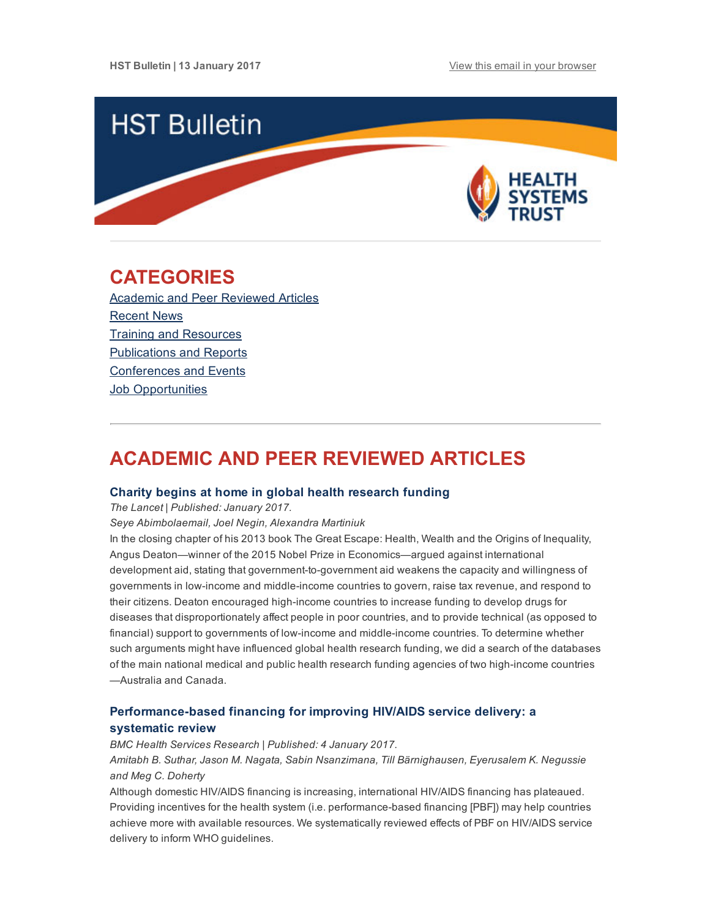HST Bulletin | 13 January 2017

View this email in your browser

# HST Bulletin

HEALTH SYSTEMS TRUST

## CATEGORIES

Academic and Peer Reviewed Articles
Recent News
Training and Resources
Publications and Reports
Conferences and Events
Job Opportunities

## ACADEMIC AND PEER REVIEWED ARTICLES

### Charity begins at home in global health research funding

*The Lancet | Published: January 2017.*

*Seye Abimbolaemail, Joel Negin, Alexandra Martiniuk*

In the closing chapter of his 2013 book The Great Escape: Health, Wealth and the Origins of Inequality, Angus Deaton—winner of the 2015 Nobel Prize in Economics—argued against international development aid, stating that government-to-government aid weakens the capacity and willingness of governments in low-income and middle-income countries to govern, raise tax revenue, and respond to their citizens. Deaton encouraged high-income countries to increase funding to develop drugs for diseases that disproportionately affect people in poor countries, and to provide technical (as opposed to financial) support to governments of low-income and middle-income countries. To determine whether such arguments might have influenced global health research funding, we did a search of the databases of the main national medical and public health research funding agencies of two high-income countries—Australia and Canada.

### Performance-based financing for improving HIV/AIDS service delivery: a systematic review

*BMC Health Services Research | Published: 4 January 2017.*

*Amitabh B. Suthar, Jason M. Nagata, Sabin Nsanzimana, Till Bärnighausen, Eyerusalem K. Negussie and Meg C. Doherty*

Although domestic HIV/AIDS financing is increasing, international HIV/AIDS financing has plateaued. Providing incentives for the health system (i.e. performance-based financing [PBF]) may help countries achieve more with available resources. We systematically reviewed effects of PBF on HIV/AIDS service delivery to inform WHO guidelines.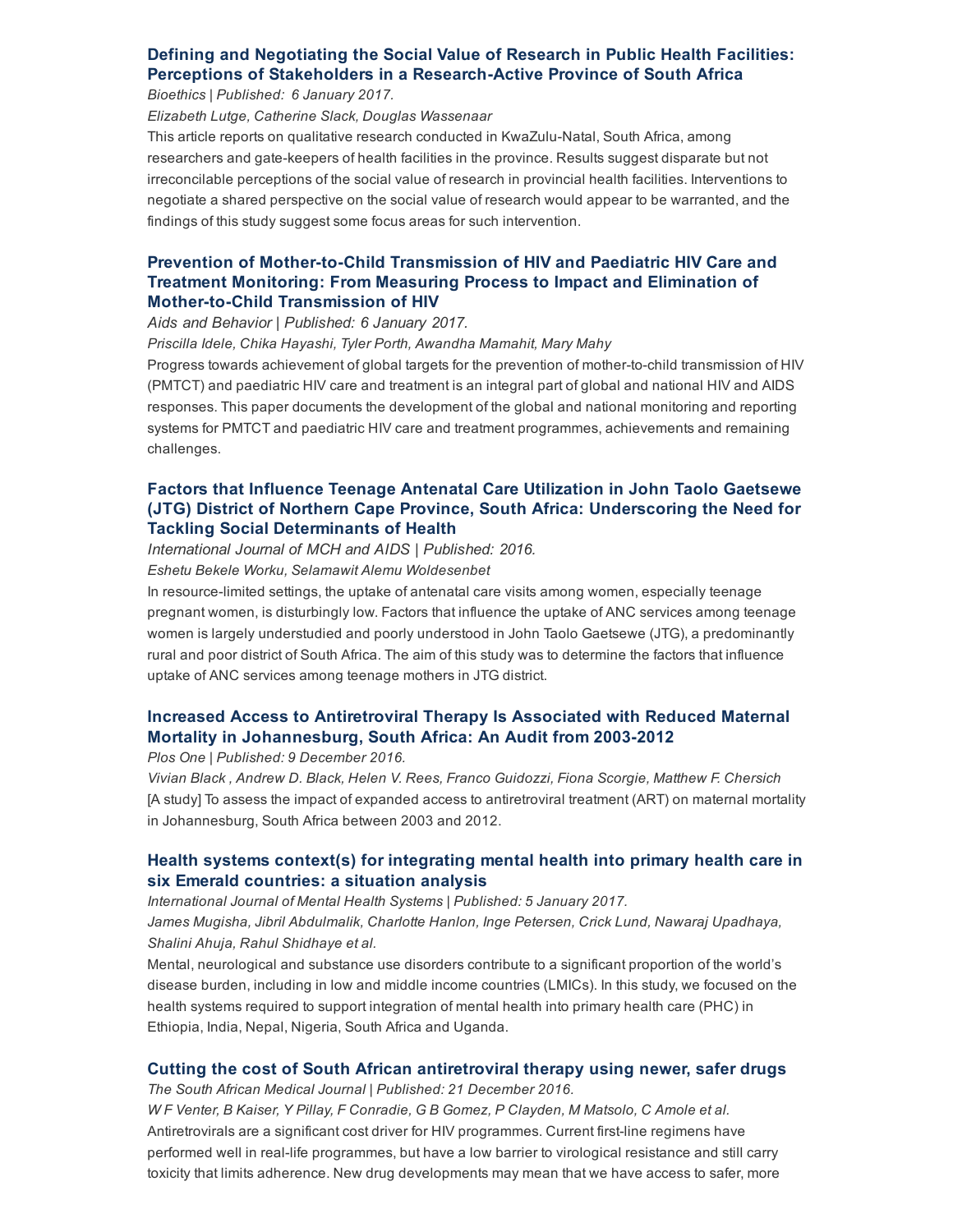### Defining and Negotiating the Social Value of Research in Public Health Facilities: Perceptions of Stakeholders in a Research-Active Province of South Africa

*Bioethics | Published: 6 January 2017.*

*Elizabeth Lutge, Catherine Slack, Douglas Wassenaar*

This article reports on qualitative research conducted in KwaZulu-Natal, South Africa, among researchers and gate-keepers of health facilities in the province. Results suggest disparate but not irreconcilable perceptions of the social value of research in provincial health facilities. Interventions to negotiate a shared perspective on the social value of research would appear to be warranted, and the findings of this study suggest some focus areas for such intervention.

### Prevention of Mother-to-Child Transmission of HIV and Paediatric HIV Care and Treatment Monitoring: From Measuring Process to Impact and Elimination of Mother-to-Child Transmission of HIV

*Aids and Behavior | Published: 6 January 2017.*

*Priscilla Idele, Chika Hayashi, Tyler Porth, Awandha Mamahit, Mary Mahy*

Progress towards achievement of global targets for the prevention of mother-to-child transmission of HIV (PMTCT) and paediatric HIV care and treatment is an integral part of global and national HIV and AIDS responses. This paper documents the development of the global and national monitoring and reporting systems for PMTCT and paediatric HIV care and treatment programmes, achievements and remaining challenges.

### Factors that Influence Teenage Antenatal Care Utilization in John Taolo Gaetsewe (JTG) District of Northern Cape Province, South Africa: Underscoring the Need for Tackling Social Determinants of Health

*International Journal of MCH and AIDS | Published: 2016.*

*Eshetu Bekele Worku, Selamawit Alemu Woldesenbet*

In resource-limited settings, the uptake of antenatal care visits among women, especially teenage pregnant women, is disturbingly low. Factors that influence the uptake of ANC services among teenage women is largely understudied and poorly understood in John Taolo Gaetsewe (JTG), a predominantly rural and poor district of South Africa. The aim of this study was to determine the factors that influence uptake of ANC services among teenage mothers in JTG district.

### Increased Access to Antiretroviral Therapy Is Associated with Reduced Maternal Mortality in Johannesburg, South Africa: An Audit from 2003-2012

*Plos One | Published: 9 December 2016.*

*Vivian Black , Andrew D. Black, Helen V. Rees, Franco Guidozzi, Fiona Scorgie, Matthew F. Chersich*

[A study] To assess the impact of expanded access to antiretroviral treatment (ART) on maternal mortality in Johannesburg, South Africa between 2003 and 2012.

### Health systems context(s) for integrating mental health into primary health care in six Emerald countries: a situation analysis

*International Journal of Mental Health Systems | Published: 5 January 2017.*

*James Mugisha, Jibril Abdulmalik, Charlotte Hanlon, Inge Petersen, Crick Lund, Nawaraj Upadhaya, Shalini Ahuja, Rahul Shidhaye et al.*

Mental, neurological and substance use disorders contribute to a significant proportion of the world's disease burden, including in low and middle income countries (LMICs). In this study, we focused on the health systems required to support integration of mental health into primary health care (PHC) in Ethiopia, India, Nepal, Nigeria, South Africa and Uganda.

### Cutting the cost of South African antiretroviral therapy using newer, safer drugs

*The South African Medical Journal | Published: 21 December 2016.*

*W F Venter, B Kaiser, Y Pillay, F Conradie, G B Gomez, P Clayden, M Matsolo, C Amole et al.*

Antiretrovirals are a significant cost driver for HIV programmes. Current first-line regimens have performed well in real-life programmes, but have a low barrier to virological resistance and still carry toxicity that limits adherence. New drug developments may mean that we have access to safer, more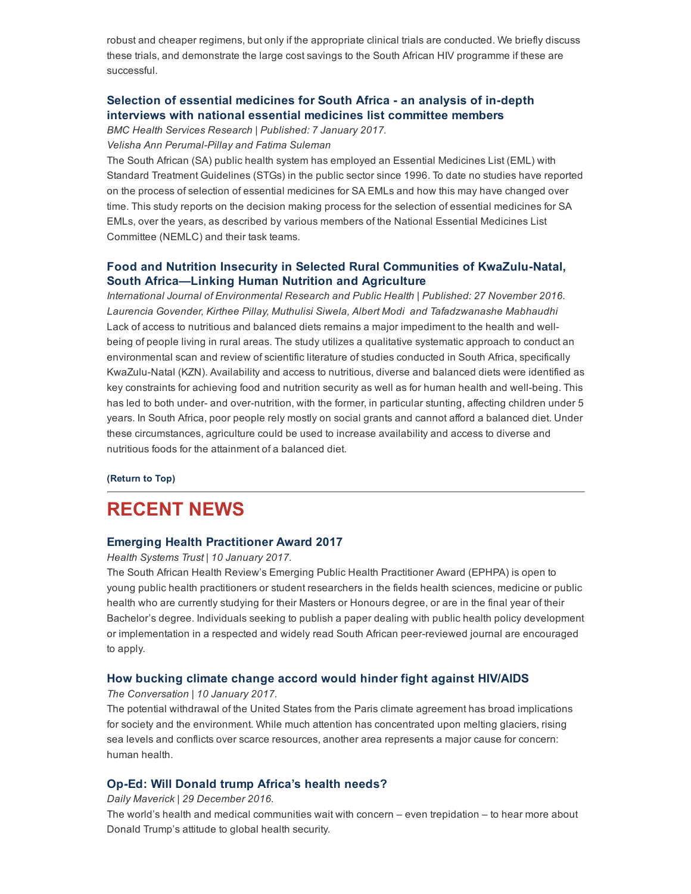robust and cheaper regimens, but only if the appropriate clinical trials are conducted. We briefly discuss these trials, and demonstrate the large cost savings to the South African HIV programme if these are successful.

### Selection of essential medicines for South Africa - an analysis of in-depth interviews with national essential medicines list committee members

*BMC Health Services Research | Published: 7 January 2017.*
*Velisha Ann Perumal-Pillay and Fatima Suleman*

The South African (SA) public health system has employed an Essential Medicines List (EML) with Standard Treatment Guidelines (STGs) in the public sector since 1996. To date no studies have reported on the process of selection of essential medicines for SA EMLs and how this may have changed over time. This study reports on the decision making process for the selection of essential medicines for SA EMLs, over the years, as described by various members of the National Essential Medicines List Committee (NEMLC) and their task teams.

### Food and Nutrition Insecurity in Selected Rural Communities of KwaZulu-Natal, South Africa—Linking Human Nutrition and Agriculture

*International Journal of Environmental Research and Public Health | Published: 27 November 2016.*
*Laurencia Govender, Kirthee Pillay, Muthulisi Siwela, Albert Modi and Tafadzwanashe Mabhaudhi*

Lack of access to nutritious and balanced diets remains a major impediment to the health and well-being of people living in rural areas. The study utilizes a qualitative systematic approach to conduct an environmental scan and review of scientific literature of studies conducted in South Africa, specifically KwaZulu-Natal (KZN). Availability and access to nutritious, diverse and balanced diets were identified as key constraints for achieving food and nutrition security as well as for human health and well-being. This has led to both under- and over-nutrition, with the former, in particular stunting, affecting children under 5 years. In South Africa, poor people rely mostly on social grants and cannot afford a balanced diet. Under these circumstances, agriculture could be used to increase availability and access to diverse and nutritious foods for the attainment of a balanced diet.

**(Return to Top)**

---

## RECENT NEWS

### Emerging Health Practitioner Award 2017

*Health Systems Trust | 10 January 2017.*

The South African Health Review's Emerging Public Health Practitioner Award (EPHPA) is open to young public health practitioners or student researchers in the fields health sciences, medicine or public health who are currently studying for their Masters or Honours degree, or are in the final year of their Bachelor's degree. Individuals seeking to publish a paper dealing with public health policy development or implementation in a respected and widely read South African peer-reviewed journal are encouraged to apply.

### How bucking climate change accord would hinder fight against HIV/AIDS

*The Conversation | 10 January 2017.*

The potential withdrawal of the United States from the Paris climate agreement has broad implications for society and the environment. While much attention has concentrated upon melting glaciers, rising sea levels and conflicts over scarce resources, another area represents a major cause for concern: human health.

### Op-Ed: Will Donald trump Africa's health needs?

*Daily Maverick | 29 December 2016.*

The world's health and medical communities wait with concern – even trepidation – to hear more about Donald Trump's attitude to global health security.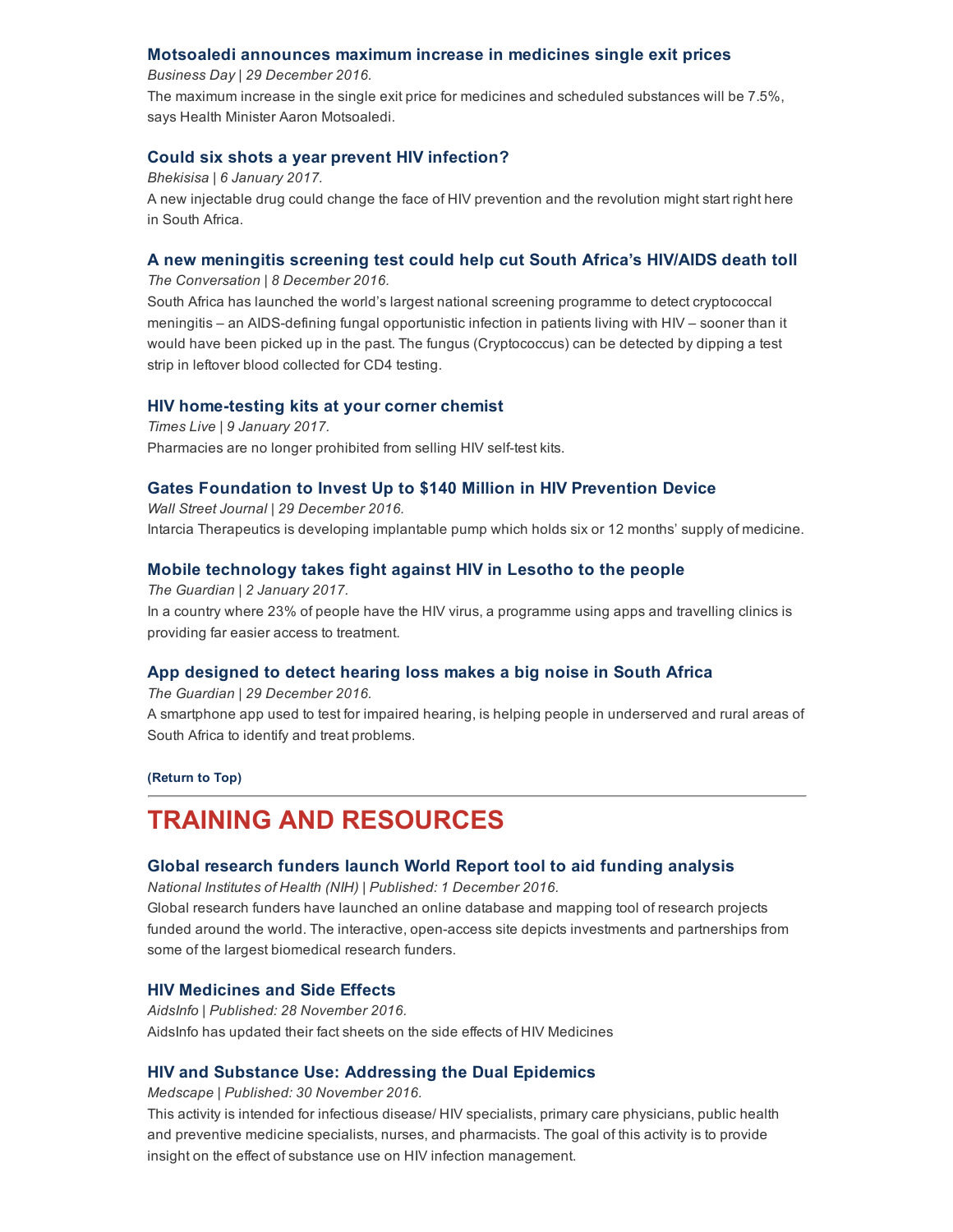### Motsoaledi announces maximum increase in medicines single exit prices

*Business Day | 29 December 2016.*

The maximum increase in the single exit price for medicines and scheduled substances will be 7.5%, says Health Minister Aaron Motsoaledi.

### Could six shots a year prevent HIV infection?

*Bhekisisa | 6 January 2017.*

A new injectable drug could change the face of HIV prevention and the revolution might start right here in South Africa.

### A new meningitis screening test could help cut South Africa's HIV/AIDS death toll

*The Conversation | 8 December 2016.*

South Africa has launched the world's largest national screening programme to detect cryptococcal meningitis – an AIDS-defining fungal opportunistic infection in patients living with HIV – sooner than it would have been picked up in the past. The fungus (Cryptococcus) can be detected by dipping a test strip in leftover blood collected for CD4 testing.

### HIV home-testing kits at your corner chemist

*Times Live | 9 January 2017.*

Pharmacies are no longer prohibited from selling HIV self-test kits.

### Gates Foundation to Invest Up to $140 Million in HIV Prevention Device

*Wall Street Journal | 29 December 2016.*

Intarcia Therapeutics is developing implantable pump which holds six or 12 months' supply of medicine.

### Mobile technology takes fight against HIV in Lesotho to the people

*The Guardian | 2 January 2017.*

In a country where 23% of people have the HIV virus, a programme using apps and travelling clinics is providing far easier access to treatment.

### App designed to detect hearing loss makes a big noise in South Africa

*The Guardian | 29 December 2016.*

A smartphone app used to test for impaired hearing, is helping people in underserved and rural areas of South Africa to identify and treat problems.

**(Return to Top)**

---

## TRAINING AND RESOURCES

### Global research funders launch World Report tool to aid funding analysis

*National Institutes of Health (NIH) | Published: 1 December 2016.*

Global research funders have launched an online database and mapping tool of research projects funded around the world. The interactive, open-access site depicts investments and partnerships from some of the largest biomedical research funders.

### HIV Medicines and Side Effects

*AidsInfo | Published: 28 November 2016.*

AidsInfo has updated their fact sheets on the side effects of HIV Medicines

### HIV and Substance Use: Addressing the Dual Epidemics

*Medscape | Published: 30 November 2016.*

This activity is intended for infectious disease/ HIV specialists, primary care physicians, public health and preventive medicine specialists, nurses, and pharmacists. The goal of this activity is to provide insight on the effect of substance use on HIV infection management.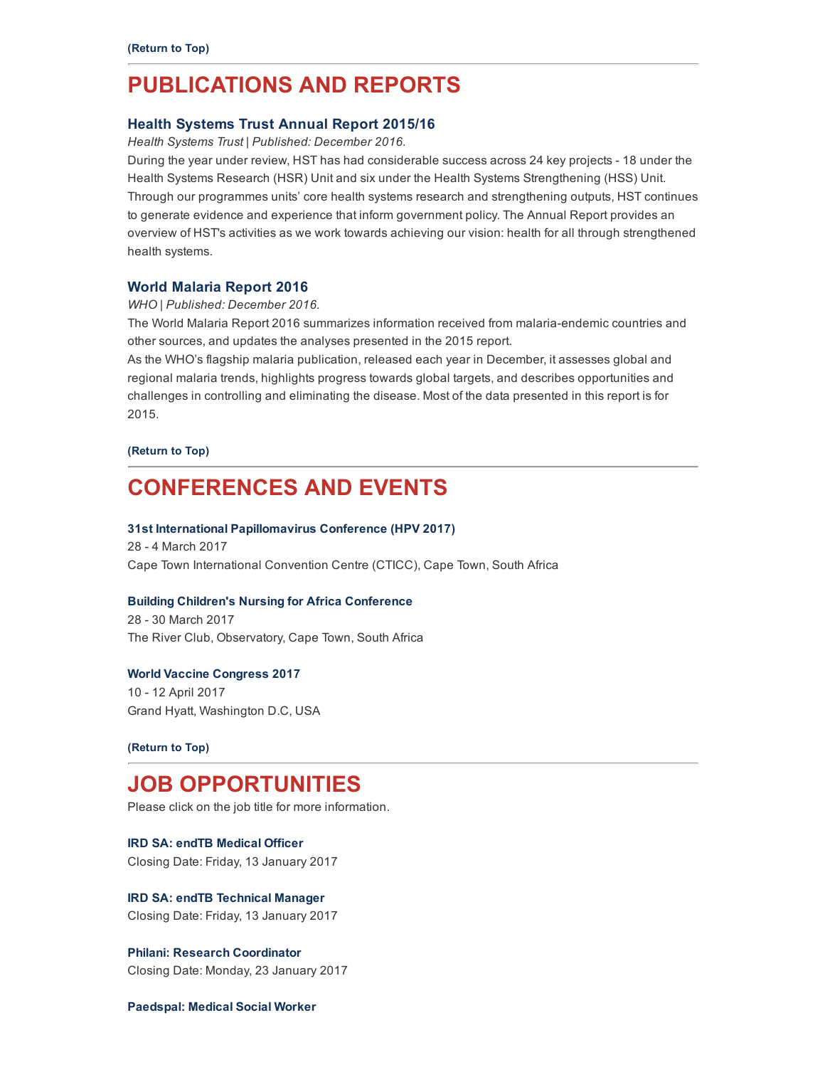**(Return to Top)**

# PUBLICATIONS AND REPORTS

### Health Systems Trust Annual Report 2015/16

*Health Systems Trust | Published: December 2016.*

During the year under review, HST has had considerable success across 24 key projects - 18 under the Health Systems Research (HSR) Unit and six under the Health Systems Strengthening (HSS) Unit. Through our programmes units' core health systems research and strengthening outputs, HST continues to generate evidence and experience that inform government policy. The Annual Report provides an overview of HST's activities as we work towards achieving our vision: health for all through strengthened health systems.

### World Malaria Report 2016

*WHO | Published: December 2016.*

The World Malaria Report 2016 summarizes information received from malaria-endemic countries and other sources, and updates the analyses presented in the 2015 report.

As the WHO's flagship malaria publication, released each year in December, it assesses global and regional malaria trends, highlights progress towards global targets, and describes opportunities and challenges in controlling and eliminating the disease. Most of the data presented in this report is for 2015.

**(Return to Top)**

# CONFERENCES AND EVENTS

**31st International Papillomavirus Conference (HPV 2017)**
28 - 4 March 2017
Cape Town International Convention Centre (CTICC), Cape Town, South Africa

**Building Children's Nursing for Africa Conference**
28 - 30 March 2017
The River Club, Observatory, Cape Town, South Africa

**World Vaccine Congress 2017**
10 - 12 April 2017
Grand Hyatt, Washington D.C, USA

**(Return to Top)**

# JOB OPPORTUNITIES

Please click on the job title for more information.

**IRD SA: endTB Medical Officer**
Closing Date: Friday, 13 January 2017

**IRD SA: endTB Technical Manager**
Closing Date: Friday, 13 January 2017

**Philani: Research Coordinator**
Closing Date: Monday, 23 January 2017

**Paedspal: Medical Social Worker**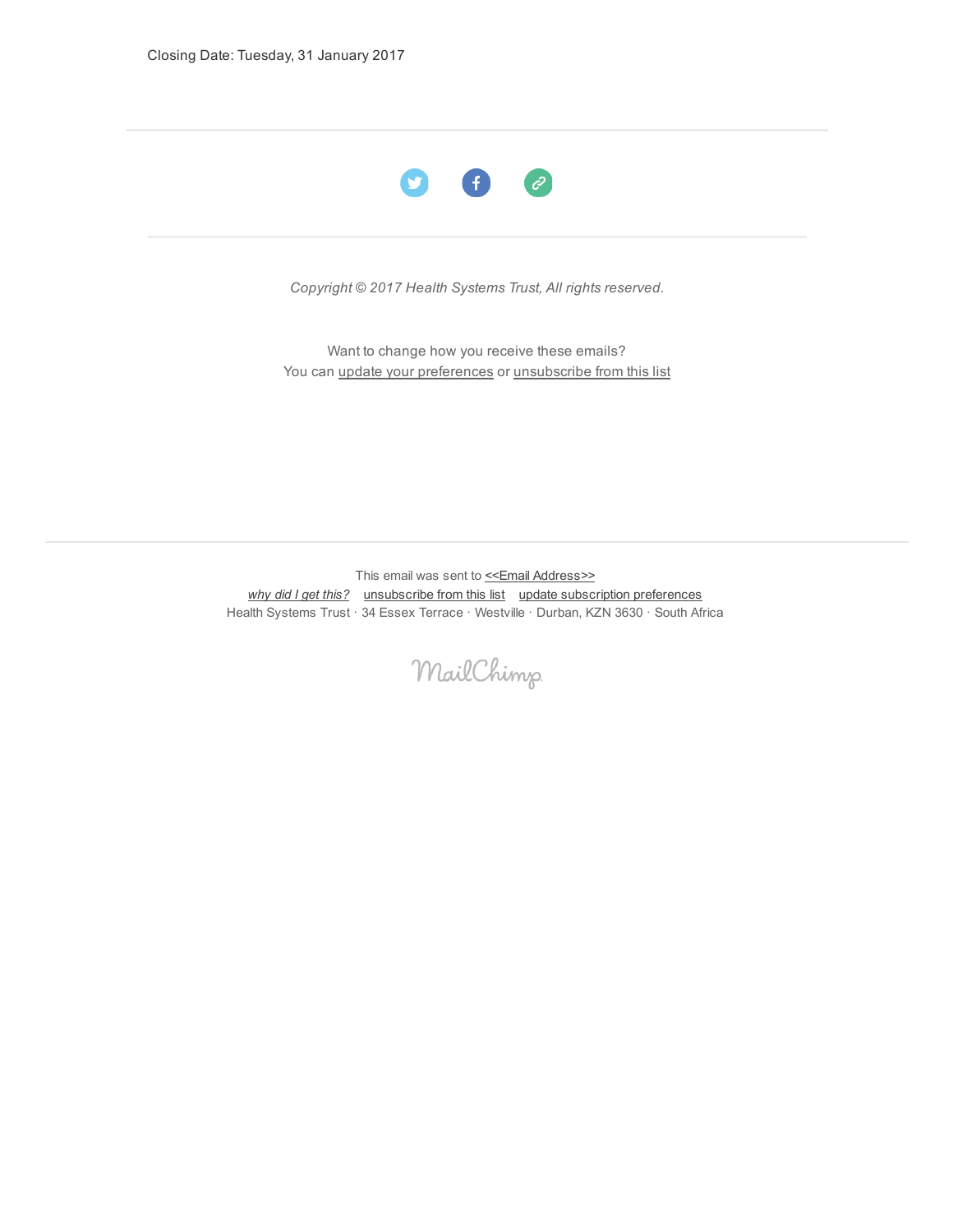Closing Date: Tuesday, 31 January 2017

---

*Copyright © 2017 Health Systems Trust, All rights reserved.*

Want to change how you receive these emails?
You can update your preferences or unsubscribe from this list

---

This email was sent to <<Email Address>>
*why did I get this?* unsubscribe from this list update subscription preferences
Health Systems Trust · 34 Essex Terrace · Westville · Durban, KZN 3630 · South Africa

MailChimp